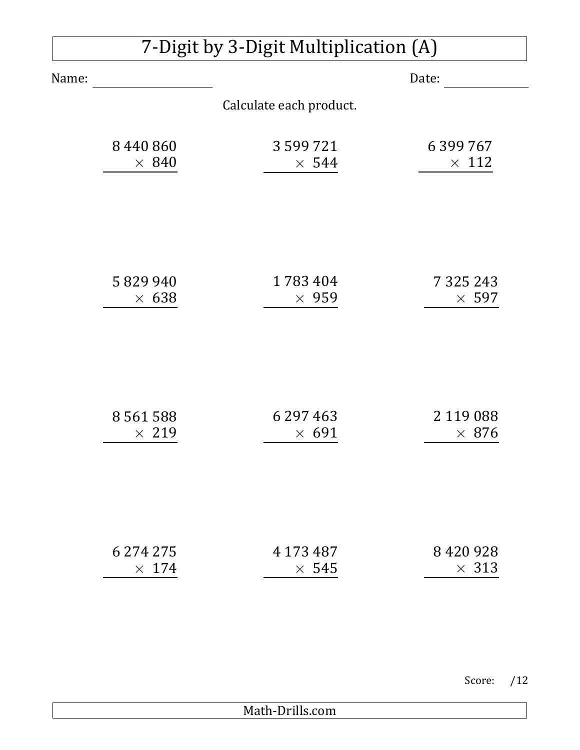# 7-Digit by 3-Digit Multiplication (A)

Name: ______________________ Date: ______________

Calculate each product.

$$\begin{array}{r} 8\,440\,860 \\ \times\ 840 \\ \hline \end{array} \qquad \begin{array}{r} 3\,599\,721 \\ \times\ 544 \\ \hline \end{array} \qquad \begin{array}{r} 6\,399\,767 \\ \times\ 112 \\ \hline \end{array}$$

$$\begin{array}{r} 5\,829\,940 \\ \times\ 638 \\ \hline \end{array} \qquad \begin{array}{r} 1\,783\,404 \\ \times\ 959 \\ \hline \end{array} \qquad \begin{array}{r} 7\,325\,243 \\ \times\ 597 \\ \hline \end{array}$$

$$\begin{array}{r} 8\,561\,588 \\ \times\ 219 \\ \hline \end{array} \qquad \begin{array}{r} 6\,297\,463 \\ \times\ 691 \\ \hline \end{array} \qquad \begin{array}{r} 2\,119\,088 \\ \times\ 876 \\ \hline \end{array}$$

$$\begin{array}{r} 6\,274\,275 \\ \times\ 174 \\ \hline \end{array} \qquad \begin{array}{r} 4\,173\,487 \\ \times\ 545 \\ \hline \end{array} \qquad \begin{array}{r} 8\,420\,928 \\ \times\ 313 \\ \hline \end{array}$$

Score: /12

Math-Drills.com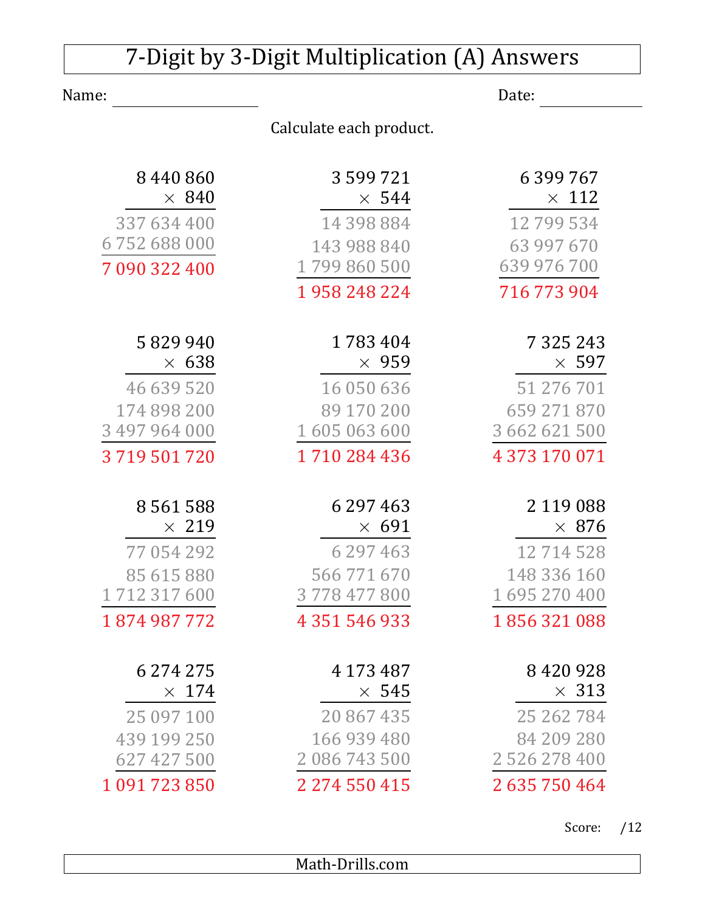# 7-Digit by 3-Digit Multiplication (A) Answers

Name: ____________________ Date: ____________

Calculate each product.

$$\begin{array}{r} 8\,440\,860 \\ \times\ 840 \\ \hline 337\,634\,400 \\ 6\,752\,688\,000 \\ \hline 7\,090\,322\,400 \end{array}$$

$$\begin{array}{r} 3\,599\,721 \\ \times\ 544 \\ \hline 14\,398\,884 \\ 143\,988\,840 \\ 1\,799\,860\,500 \\ \hline 1\,958\,248\,224 \end{array}$$

$$\begin{array}{r} 6\,399\,767 \\ \times\ 112 \\ \hline 12\,799\,534 \\ 63\,997\,670 \\ 639\,976\,700 \\ \hline 716\,773\,904 \end{array}$$

$$\begin{array}{r} 5\,829\,940 \\ \times\ 638 \\ \hline 46\,639\,520 \\ 174\,898\,200 \\ 3\,497\,964\,000 \\ \hline 3\,719\,501\,720 \end{array}$$

$$\begin{array}{r} 1\,783\,404 \\ \times\ 959 \\ \hline 16\,050\,636 \\ 89\,170\,200 \\ 1\,605\,063\,600 \\ \hline 1\,710\,284\,436 \end{array}$$

$$\begin{array}{r} 7\,325\,243 \\ \times\ 597 \\ \hline 51\,276\,701 \\ 659\,271\,870 \\ 3\,662\,621\,500 \\ \hline 4\,373\,170\,071 \end{array}$$

$$\begin{array}{r} 8\,561\,588 \\ \times\ 219 \\ \hline 77\,054\,292 \\ 85\,615\,880 \\ 1\,712\,317\,600 \\ \hline 1\,874\,987\,772 \end{array}$$

$$\begin{array}{r} 6\,297\,463 \\ \times\ 691 \\ \hline 6\,297\,463 \\ 566\,771\,670 \\ 3\,778\,477\,800 \\ \hline 4\,351\,546\,933 \end{array}$$

$$\begin{array}{r} 2\,119\,088 \\ \times\ 876 \\ \hline 12\,714\,528 \\ 148\,336\,160 \\ 1\,695\,270\,400 \\ \hline 1\,856\,321\,088 \end{array}$$

$$\begin{array}{r} 6\,274\,275 \\ \times\ 174 \\ \hline 25\,097\,100 \\ 439\,199\,250 \\ 627\,427\,500 \\ \hline 1\,091\,723\,850 \end{array}$$

$$\begin{array}{r} 4\,173\,487 \\ \times\ 545 \\ \hline 20\,867\,435 \\ 166\,939\,480 \\ 2\,086\,743\,500 \\ \hline 2\,274\,550\,415 \end{array}$$

$$\begin{array}{r} 8\,420\,928 \\ \times\ 313 \\ \hline 25\,262\,784 \\ 84\,209\,280 \\ 2\,526\,278\,400 \\ \hline 2\,635\,750\,464 \end{array}$$

Score: ____ /12

Math-Drills.com